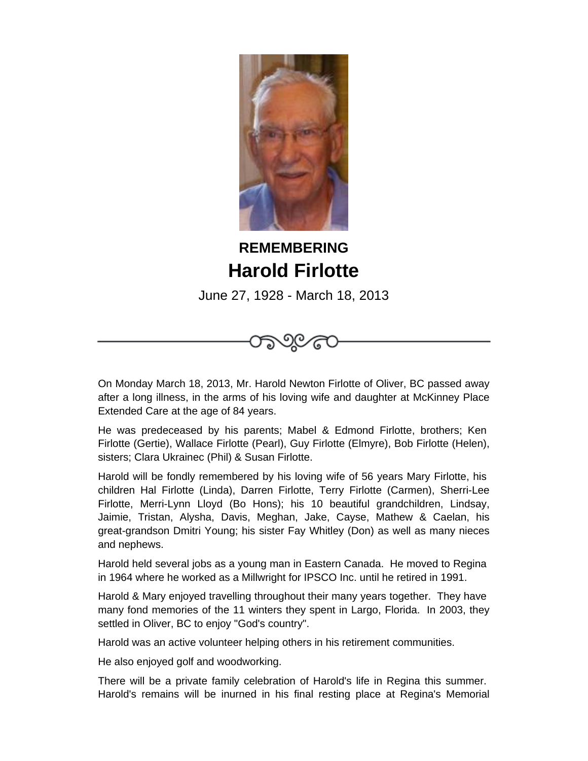**REMEMBERING**

# Harold Firlotte

June 27, 1928 - March 18, 2013

On Monday March 18, 2013, Mr. Harold Newton Firlotte of Oliver, BC passed away after a long illness, in the arms of his loving wife and daughter at McKinney Place Extended Care at the age of 84 years.

He was predeceased by his parents; Mabel & Edmond Firlotte, brothers; Ken Firlotte (Gertie), Wallace Firlotte (Pearl), Guy Firlotte (Elmyre), Bob Firlotte (Helen), sisters; Clara Ukrainec (Phil) & Susan Firlotte.

Harold will be fondly remembered by his loving wife of 56 years Mary Firlotte, his children Hal Firlotte (Linda), Darren Firlotte, Terry Firlotte (Carmen), Sherri-Lee Firlotte, Merri-Lynn Lloyd (Bo Hons); his 10 beautiful grandchildren, Lindsay, Jaimie, Tristan, Alysha, Davis, Meghan, Jake, Cayse, Mathew & Caelan, his great-grandson Dmitri Young; his sister Fay Whitley (Don) as well as many nieces and nephews.

Harold held several jobs as a young man in Eastern Canada. He moved to Regina in 1964 where he worked as a Millwright for IPSCO Inc. until he retired in 1991.

Harold & Mary enjoyed travelling throughout their many years together. They have many fond memories of the 11 winters they spent in Largo, Florida. In 2003, they settled in Oliver, BC to enjoy "God's country".

Harold was an active volunteer helping others in his retirement communities.

He also enjoyed golf and woodworking.

There will be a private family celebration of Harold's life in Regina this summer. Harold's remains will be inurned in his final resting place at Regina's Memorial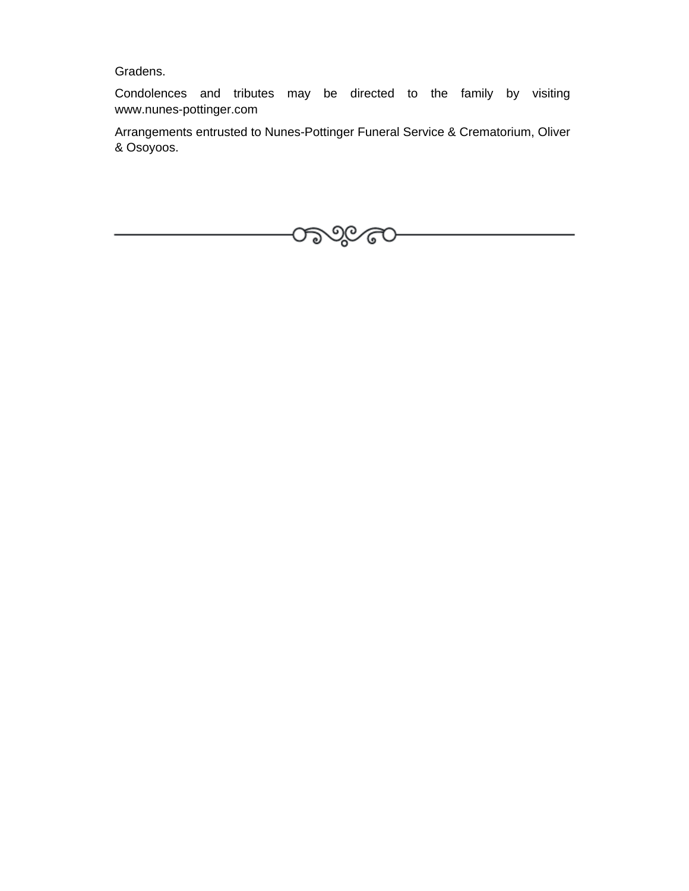Gradens.

Condolences and tributes may be directed to the family by visiting www.nunes-pottinger.com

Arrangements entrusted to Nunes-Pottinger Funeral Service & Crematorium, Oliver & Osoyoos.